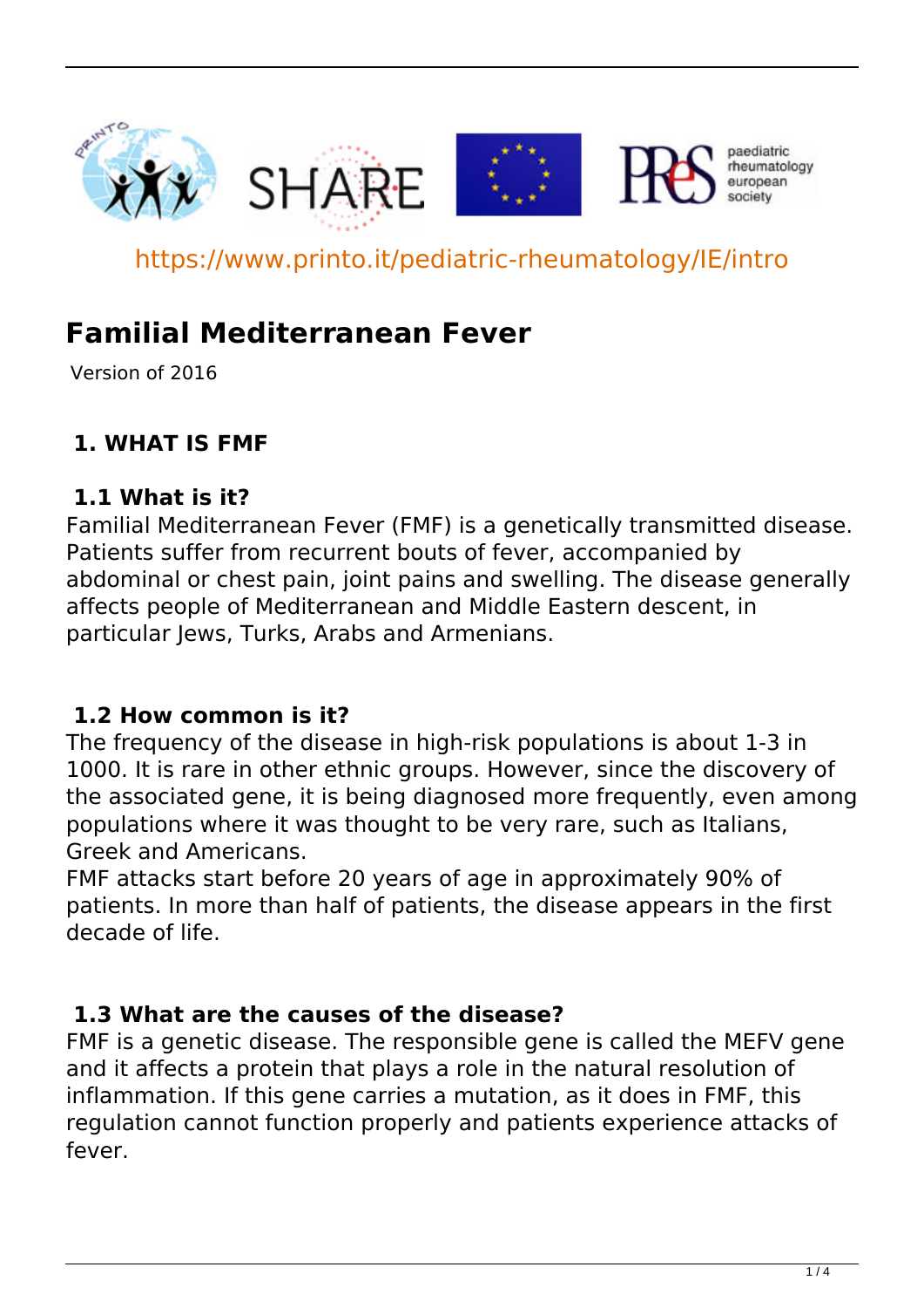https://www.printo.it/pediatric-rheumatology/IE/intro

# Familial Mediterranean Fever

Version of 2016

## 1. WHAT IS FMF

### 1.1 What is it?

Familial Mediterranean Fever (FMF) is a genetically transmitted disease. Patients suffer from recurrent bouts of fever, accompanied by abdominal or chest pain, joint pains and swelling. The disease generally affects people of Mediterranean and Middle Eastern descent, in particular Jews, Turks, Arabs and Armenians.

### 1.2 How common is it?

The frequency of the disease in high-risk populations is about 1-3 in 1000. It is rare in other ethnic groups. However, since the discovery of the associated gene, it is being diagnosed more frequently, even among populations where it was thought to be very rare, such as Italians, Greek and Americans.

FMF attacks start before 20 years of age in approximately 90% of patients. In more than half of patients, the disease appears in the first decade of life.

### 1.3 What are the causes of the disease?

FMF is a genetic disease. The responsible gene is called the MEFV gene and it affects a protein that plays a role in the natural resolution of inflammation. If this gene carries a mutation, as it does in FMF, this regulation cannot function properly and patients experience attacks of fever.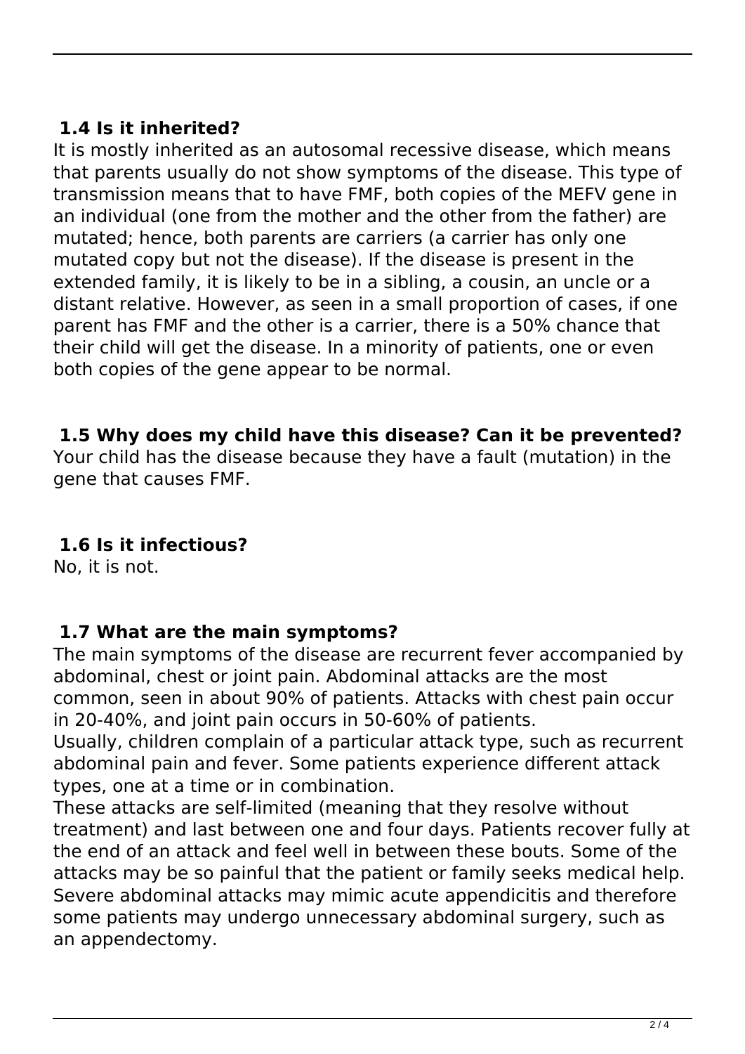### 1.4 Is it inherited?

It is mostly inherited as an autosomal recessive disease, which means that parents usually do not show symptoms of the disease. This type of transmission means that to have FMF, both copies of the MEFV gene in an individual (one from the mother and the other from the father) are mutated; hence, both parents are carriers (a carrier has only one mutated copy but not the disease). If the disease is present in the extended family, it is likely to be in a sibling, a cousin, an uncle or a distant relative. However, as seen in a small proportion of cases, if one parent has FMF and the other is a carrier, there is a 50% chance that their child will get the disease. In a minority of patients, one or even both copies of the gene appear to be normal.

### 1.5 Why does my child have this disease? Can it be prevented?

Your child has the disease because they have a fault (mutation) in the gene that causes FMF.

### 1.6 Is it infectious?

No, it is not.

### 1.7 What are the main symptoms?

The main symptoms of the disease are recurrent fever accompanied by abdominal, chest or joint pain. Abdominal attacks are the most common, seen in about 90% of patients. Attacks with chest pain occur in 20-40%, and joint pain occurs in 50-60% of patients.

Usually, children complain of a particular attack type, such as recurrent abdominal pain and fever. Some patients experience different attack types, one at a time or in combination.

These attacks are self-limited (meaning that they resolve without treatment) and last between one and four days. Patients recover fully at the end of an attack and feel well in between these bouts. Some of the attacks may be so painful that the patient or family seeks medical help. Severe abdominal attacks may mimic acute appendicitis and therefore some patients may undergo unnecessary abdominal surgery, such as an appendectomy.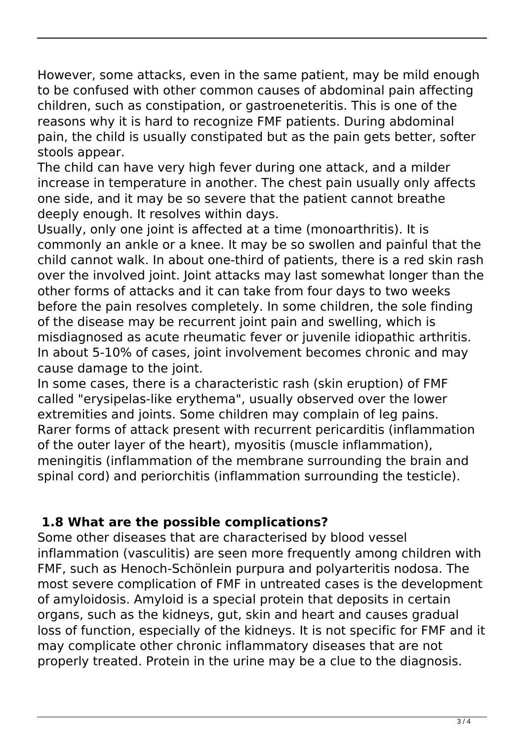However, some attacks, even in the same patient, may be mild enough to be confused with other common causes of abdominal pain affecting children, such as constipation, or gastroeneteritis. This is one of the reasons why it is hard to recognize FMF patients. During abdominal pain, the child is usually constipated but as the pain gets better, softer stools appear.

The child can have very high fever during one attack, and a milder increase in temperature in another. The chest pain usually only affects one side, and it may be so severe that the patient cannot breathe deeply enough. It resolves within days.

Usually, only one joint is affected at a time (monoarthritis). It is commonly an ankle or a knee. It may be so swollen and painful that the child cannot walk. In about one-third of patients, there is a red skin rash over the involved joint. Joint attacks may last somewhat longer than the other forms of attacks and it can take from four days to two weeks before the pain resolves completely. In some children, the sole finding of the disease may be recurrent joint pain and swelling, which is misdiagnosed as acute rheumatic fever or juvenile idiopathic arthritis. In about 5-10% of cases, joint involvement becomes chronic and may cause damage to the joint.

In some cases, there is a characteristic rash (skin eruption) of FMF called "erysipelas-like erythema", usually observed over the lower extremities and joints. Some children may complain of leg pains.

Rarer forms of attack present with recurrent pericarditis (inflammation of the outer layer of the heart), myositis (muscle inflammation), meningitis (inflammation of the membrane surrounding the brain and spinal cord) and periorchitis (inflammation surrounding the testicle).

### 1.8 What are the possible complications?

Some other diseases that are characterised by blood vessel inflammation (vasculitis) are seen more frequently among children with FMF, such as Henoch-Schönlein purpura and polyarteritis nodosa. The most severe complication of FMF in untreated cases is the development of amyloidosis. Amyloid is a special protein that deposits in certain organs, such as the kidneys, gut, skin and heart and causes gradual loss of function, especially of the kidneys. It is not specific for FMF and it may complicate other chronic inflammatory diseases that are not properly treated. Protein in the urine may be a clue to the diagnosis.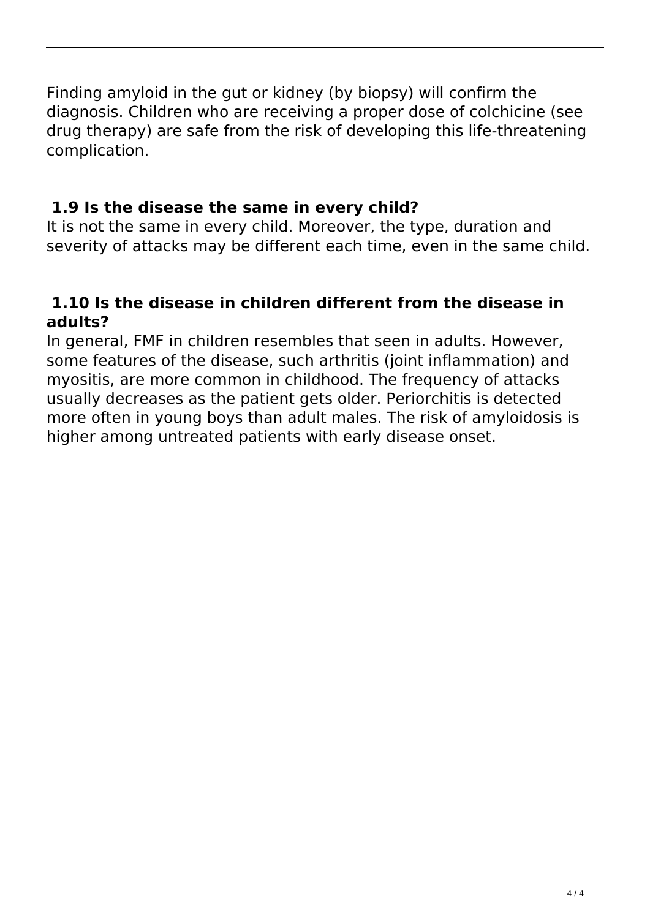Finding amyloid in the gut or kidney (by biopsy) will confirm the diagnosis. Children who are receiving a proper dose of colchicine (see drug therapy) are safe from the risk of developing this life-threatening complication.

### 1.9 Is the disease the same in every child?

It is not the same in every child. Moreover, the type, duration and severity of attacks may be different each time, even in the same child.

### 1.10 Is the disease in children different from the disease in adults?

In general, FMF in children resembles that seen in adults. However, some features of the disease, such arthritis (joint inflammation) and myositis, are more common in childhood. The frequency of attacks usually decreases as the patient gets older. Periorchitis is detected more often in young boys than adult males. The risk of amyloidosis is higher among untreated patients with early disease onset.